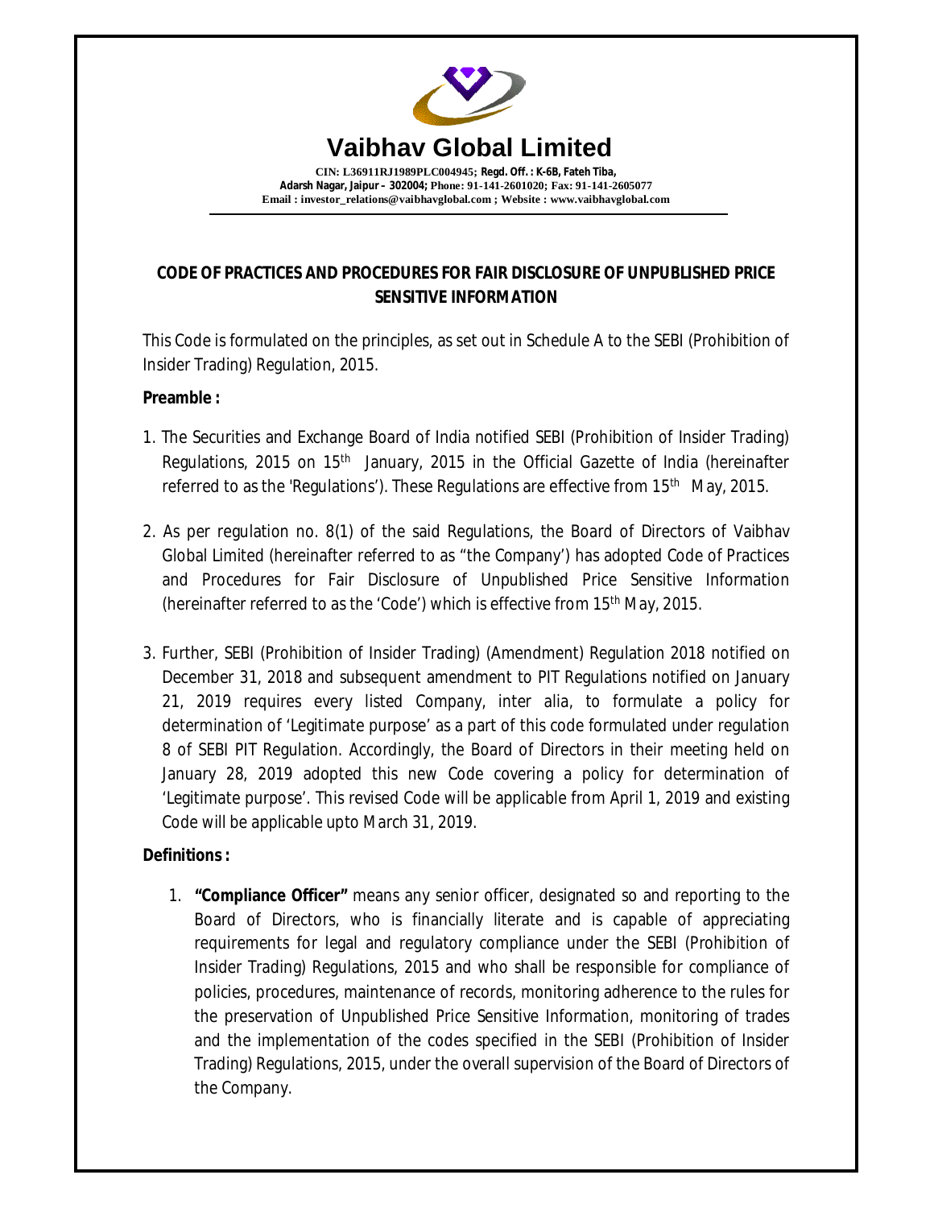# Vaibhav Global Limited

CIN: L36911RJ1989PLC004945; Regd. Off. : K-6B, Fateh Tiba, Adarsh Nagar, Jaipur – 302004; Phone: 91-141-2601020; Fax: 91-141-2605077
Email : investor_relations@vaibhavglobal.com ; Website : www.vaibhavglobal.com

## CODE OF PRACTICES AND PROCEDURES FOR FAIR DISCLOSURE OF UNPUBLISHED PRICE SENSITIVE INFORMATION

This Code is formulated on the principles, as set out in Schedule A to the SEBI (Prohibition of Insider Trading) Regulation, 2015.

**Preamble :**

1. The Securities and Exchange Board of India notified SEBI (Prohibition of Insider Trading) Regulations, 2015 on 15th January, 2015 in the Official Gazette of India (hereinafter referred to as the 'Regulations'). These Regulations are effective from 15th May, 2015.

2. As per regulation no. 8(1) of the said Regulations, the Board of Directors of Vaibhav Global Limited (hereinafter referred to as "the Company') has adopted Code of Practices and Procedures for Fair Disclosure of Unpublished Price Sensitive Information (hereinafter referred to as the 'Code') which is effective from 15th May, 2015.

3. Further, SEBI (Prohibition of Insider Trading) (Amendment) Regulation 2018 notified on December 31, 2018 and subsequent amendment to PIT Regulations notified on January 21, 2019 requires every listed Company, inter alia, to formulate a policy for determination of 'Legitimate purpose' as a part of this code formulated under regulation 8 of SEBI PIT Regulation. Accordingly, the Board of Directors in their meeting held on January 28, 2019 adopted this new Code covering a policy for determination of 'Legitimate purpose'. This revised Code will be applicable from April 1, 2019 and existing Code will be applicable upto March 31, 2019.

**Definitions :**

1. **"Compliance Officer"** means any senior officer, designated so and reporting to the Board of Directors, who is financially literate and is capable of appreciating requirements for legal and regulatory compliance under the SEBI (Prohibition of Insider Trading) Regulations, 2015 and who shall be responsible for compliance of policies, procedures, maintenance of records, monitoring adherence to the rules for the preservation of Unpublished Price Sensitive Information, monitoring of trades and the implementation of the codes specified in the SEBI (Prohibition of Insider Trading) Regulations, 2015, under the overall supervision of the Board of Directors of the Company.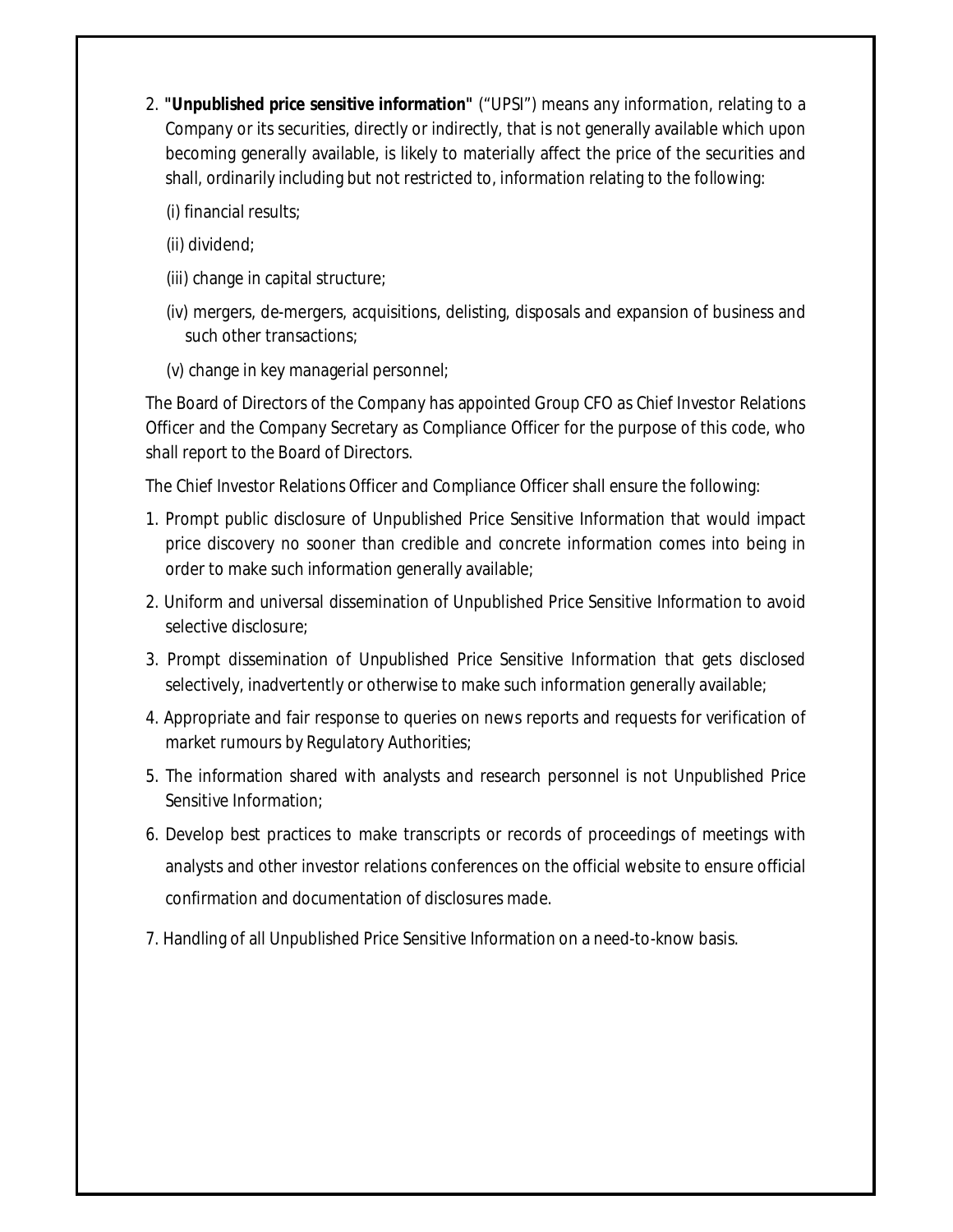2. **"Unpublished price sensitive information"** ("UPSI") means any information, relating to a Company or its securities, directly or indirectly, that is not generally available which upon becoming generally available, is likely to materially affect the price of the securities and shall, ordinarily including but not restricted to, information relating to the following:

   (i) financial results;

   (ii) dividend;

   (iii) change in capital structure;

   (iv) mergers, de-mergers, acquisitions, delisting, disposals and expansion of business and such other transactions;

   (v) change in key managerial personnel;

The Board of Directors of the Company has appointed Group CFO as Chief Investor Relations Officer and the Company Secretary as Compliance Officer for the purpose of this code, who shall report to the Board of Directors.

The Chief Investor Relations Officer and Compliance Officer shall ensure the following:

1. Prompt public disclosure of Unpublished Price Sensitive Information that would impact price discovery no sooner than credible and concrete information comes into being in order to make such information generally available;
2. Uniform and universal dissemination of Unpublished Price Sensitive Information to avoid selective disclosure;
3. Prompt dissemination of Unpublished Price Sensitive Information that gets disclosed selectively, inadvertently or otherwise to make such information generally available;
4. Appropriate and fair response to queries on news reports and requests for verification of market rumours by Regulatory Authorities;
5. The information shared with analysts and research personnel is not Unpublished Price Sensitive Information;
6. Develop best practices to make transcripts or records of proceedings of meetings with analysts and other investor relations conferences on the official website to ensure official confirmation and documentation of disclosures made.
7. Handling of all Unpublished Price Sensitive Information on a need-to-know basis.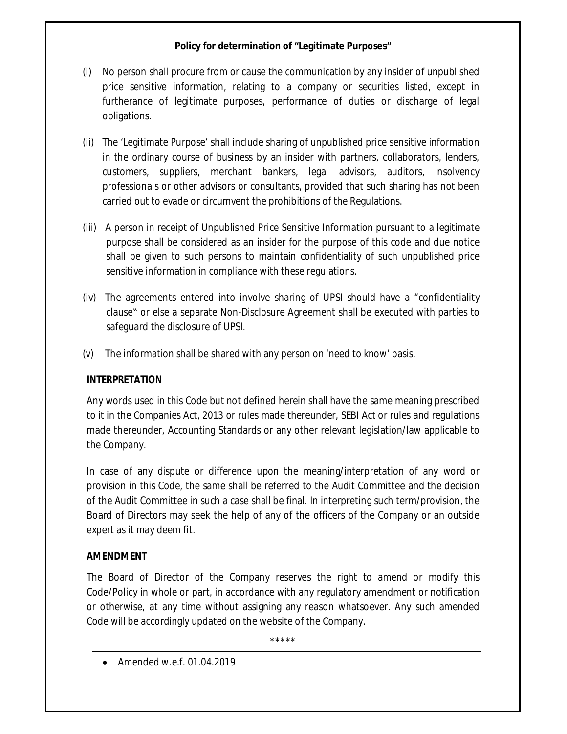**Policy for determination of "Legitimate Purposes"**

(i) No person shall procure from or cause the communication by any insider of unpublished price sensitive information, relating to a company or securities listed, except in furtherance of legitimate purposes, performance of duties or discharge of legal obligations.

(ii) The 'Legitimate Purpose' shall include sharing of unpublished price sensitive information in the ordinary course of business by an insider with partners, collaborators, lenders, customers, suppliers, merchant bankers, legal advisors, auditors, insolvency professionals or other advisors or consultants, provided that such sharing has not been carried out to evade or circumvent the prohibitions of the Regulations.

(iii) A person in receipt of Unpublished Price Sensitive Information pursuant to a legitimate purpose shall be considered as an insider for the purpose of this code and due notice shall be given to such persons to maintain confidentiality of such unpublished price sensitive information in compliance with these regulations.

(iv) The agreements entered into involve sharing of UPSI should have a "confidentiality clause" or else a separate Non-Disclosure Agreement shall be executed with parties to safeguard the disclosure of UPSI.

(v) The information shall be shared with any person on 'need to know' basis.

**INTERPRETATION**

Any words used in this Code but not defined herein shall have the same meaning prescribed to it in the Companies Act, 2013 or rules made thereunder, SEBI Act or rules and regulations made thereunder, Accounting Standards or any other relevant legislation/law applicable to the Company.

In case of any dispute or difference upon the meaning/interpretation of any word or provision in this Code, the same shall be referred to the Audit Committee and the decision of the Audit Committee in such a case shall be final. In interpreting such term/provision, the Board of Directors may seek the help of any of the officers of the Company or an outside expert as it may deem fit.

**AMENDMENT**

The Board of Director of the Company reserves the right to amend or modify this Code/Policy in whole or part, in accordance with any regulatory amendment or notification or otherwise, at any time without assigning any reason whatsoever. Any such amended Code will be accordingly updated on the website of the Company.

*****

- Amended w.e.f. 01.04.2019